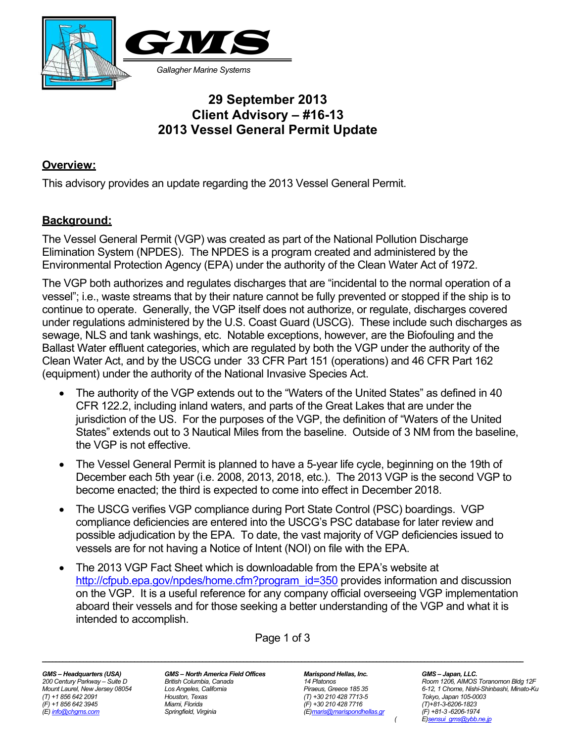# GMS

*Gallagher Marine Systems*

## 29 September 2013
## Client Advisory – #16-13
## 2013 Vessel General Permit Update

**Overview:**

This advisory provides an update regarding the 2013 Vessel General Permit.

**Background:**

The Vessel General Permit (VGP) was created as part of the National Pollution Discharge Elimination System (NPDES). The NPDES is a program created and administered by the Environmental Protection Agency (EPA) under the authority of the Clean Water Act of 1972.

The VGP both authorizes and regulates discharges that are "incidental to the normal operation of a vessel"; i.e., waste streams that by their nature cannot be fully prevented or stopped if the ship is to continue to operate. Generally, the VGP itself does not authorize, or regulate, discharges covered under regulations administered by the U.S. Coast Guard (USCG). These include such discharges as sewage, NLS and tank washings, etc. Notable exceptions, however, are the Biofouling and the Ballast Water effluent categories, which are regulated by both the VGP under the authority of the Clean Water Act, and by the USCG under 33 CFR Part 151 (operations) and 46 CFR Part 162 (equipment) under the authority of the National Invasive Species Act.

- The authority of the VGP extends out to the "Waters of the United States" as defined in 40 CFR 122.2, including inland waters, and parts of the Great Lakes that are under the jurisdiction of the US. For the purposes of the VGP, the definition of "Waters of the United States" extends out to 3 Nautical Miles from the baseline. Outside of 3 NM from the baseline, the VGP is not effective.
- The Vessel General Permit is planned to have a 5-year life cycle, beginning on the 19th of December each 5th year (i.e. 2008, 2013, 2018, etc.). The 2013 VGP is the second VGP to become enacted; the third is expected to come into effect in December 2018.
- The USCG verifies VGP compliance during Port State Control (PSC) boardings. VGP compliance deficiencies are entered into the USCG's PSC database for later review and possible adjudication by the EPA. To date, the vast majority of VGP deficiencies issued to vessels are for not having a Notice of Intent (NOI) on file with the EPA.
- The 2013 VGP Fact Sheet which is downloadable from the EPA's website at http://cfpub.epa.gov/npdes/home.cfm?program_id=350 provides information and discussion on the VGP. It is a useful reference for any company official overseeing VGP implementation aboard their vessels and for those seeking a better understanding of the VGP and what it is intended to accomplish.

*GMS – Headquarters (USA)*
*200 Century Parkway – Suite D*
*Mount Laurel, New Jersey 08054*
*(T) +1 856 642 2091*
*(F) +1 856 642 3945*
*(E) info@chgms.com*

*GMS – North America Field Offices*
*British Columbia, Canada*
*Los Angeles, California*
*Houston, Texas*
*Miami, Florida*
*Springfield, Virginia*

*Marispond Hellas, Inc.*
*14 Platonos*
*Piraeus, Greece 185 35*
*(T) +30 210 428 7713-5*
*(F) +30 210 428 7716*
*(E)maris@marispondhellas.gr*

*GMS – Japan, LLC.*
*Room 1206, AIMOS Toranomon Bldg 12F*
*6-12, 1 Chome, Nishi-Shinbashi, Minato-Ku*
*Tokyo, Japan 105-0003*
*(T)+81-3-6206-1823*
*(F) +81-3 -6206-1974*
*E)sensui_gms@ybb.ne.jp*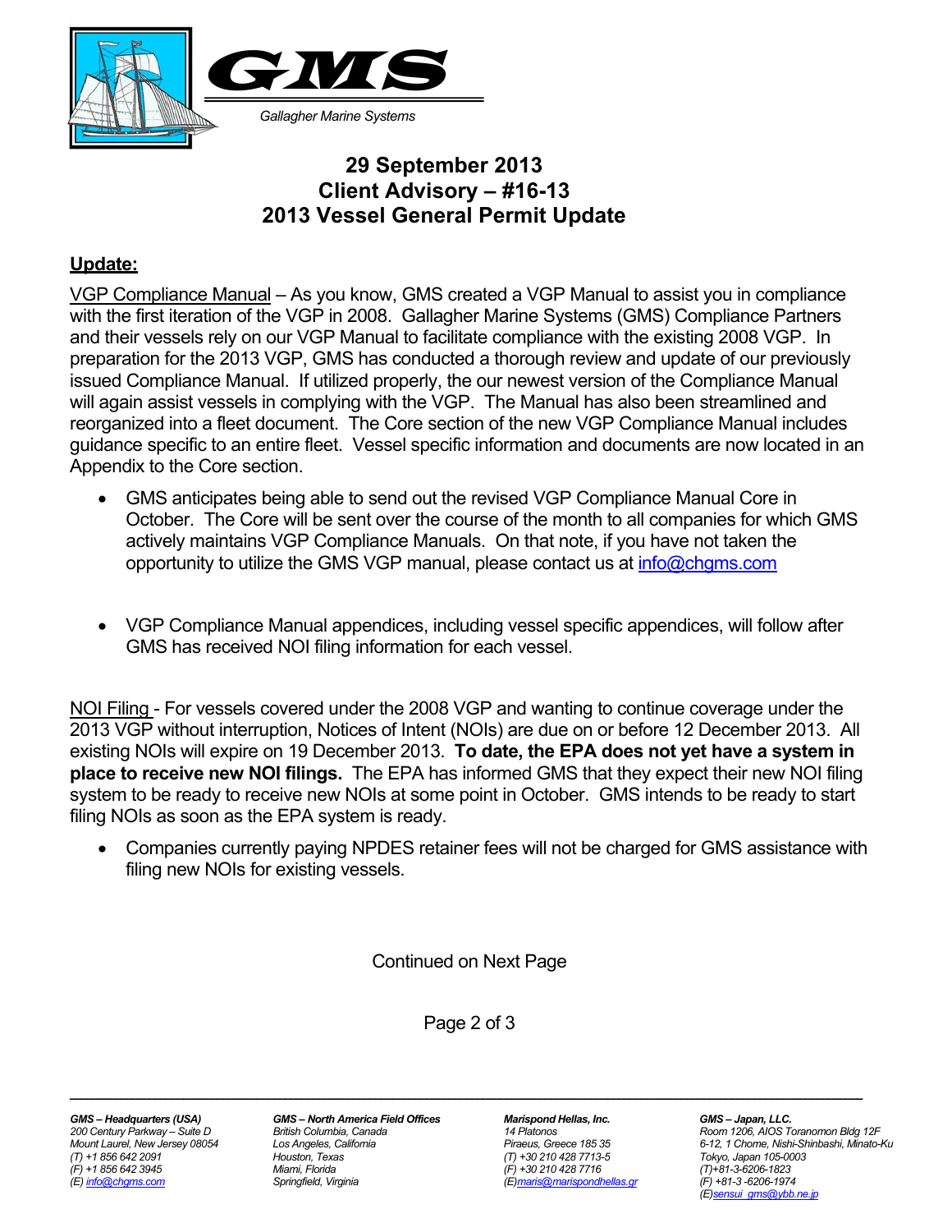GMS

Gallagher Marine Systems

## 29 September 2013
## Client Advisory – #16-13
## 2013 Vessel General Permit Update

### Update:

VGP Compliance Manual – As you know, GMS created a VGP Manual to assist you in compliance with the first iteration of the VGP in 2008. Gallagher Marine Systems (GMS) Compliance Partners and their vessels rely on our VGP Manual to facilitate compliance with the existing 2008 VGP. In preparation for the 2013 VGP, GMS has conducted a thorough review and update of our previously issued Compliance Manual. If utilized properly, the our newest version of the Compliance Manual will again assist vessels in complying with the VGP. The Manual has also been streamlined and reorganized into a fleet document. The Core section of the new VGP Compliance Manual includes guidance specific to an entire fleet. Vessel specific information and documents are now located in an Appendix to the Core section.

- GMS anticipates being able to send out the revised VGP Compliance Manual Core in October. The Core will be sent over the course of the month to all companies for which GMS actively maintains VGP Compliance Manuals. On that note, if you have not taken the opportunity to utilize the GMS VGP manual, please contact us at info@chgms.com

- VGP Compliance Manual appendices, including vessel specific appendices, will follow after GMS has received NOI filing information for each vessel.

NOI Filing - For vessels covered under the 2008 VGP and wanting to continue coverage under the 2013 VGP without interruption, Notices of Intent (NOIs) are due on or before 12 December 2013. All existing NOIs will expire on 19 December 2013. **To date, the EPA does not yet have a system in place to receive new NOI filings.** The EPA has informed GMS that they expect their new NOI filing system to be ready to receive new NOIs at some point in October. GMS intends to be ready to start filing NOIs as soon as the EPA system is ready.

- Companies currently paying NPDES retainer fees will not be charged for GMS assistance with filing new NOIs for existing vessels.

Continued on Next Page

**GMS – Headquarters (USA)**
200 Century Parkway – Suite D
Mount Laurel, New Jersey 08054
(T) +1 856 642 2091
(F) +1 856 642 3945
(E) info@chgms.com

**GMS – North America Field Offices**
British Columbia, Canada
Los Angeles, California
Houston, Texas
Miami, Florida
Springfield, Virginia

**Marispond Hellas, Inc.**
14 Platonos
Piraeus, Greece 185 35
(T) +30 210 428 7713-5
(F) +30 210 428 7716
(E)maris@marispondhellas.gr

**GMS – Japan, LLC.**
Room 1206, AIOS Toranomon Bldg 12F
6-12, 1 Chome, Nishi-Shinbashi, Minato-Ku
Tokyo, Japan 105-0003
(T)+81-3-6206-1823
(F) +81-3 -6206-1974
(E)sensui_gms@ybb.ne.jp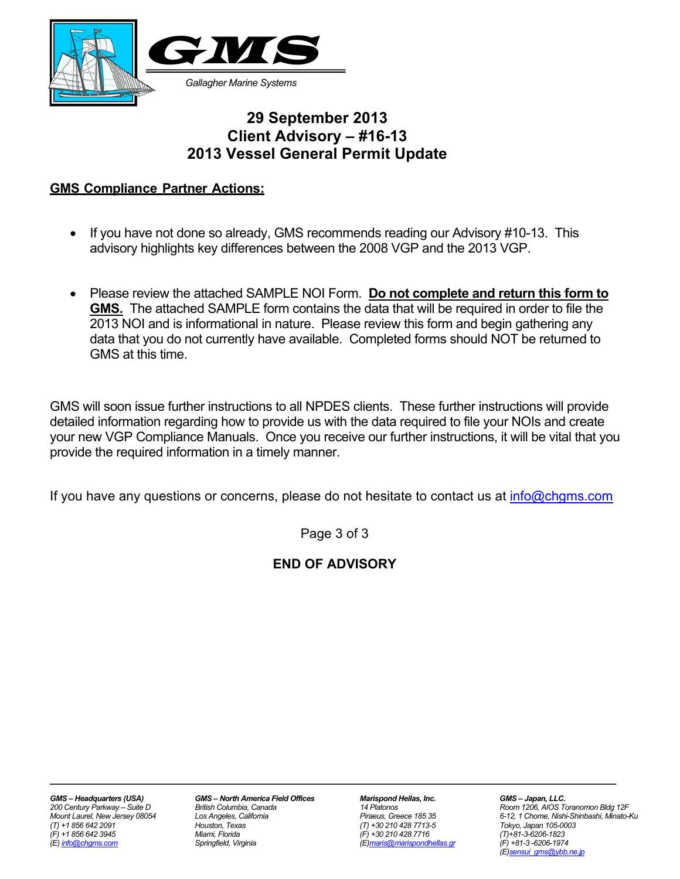**GMS**

*Gallagher Marine Systems*

# 29 September 2013
# Client Advisory – #16-13
# 2013 Vessel General Permit Update

**GMS Compliance Partner Actions:**

- If you have not done so already, GMS recommends reading our Advisory #10-13. This advisory highlights key differences between the 2008 VGP and the 2013 VGP.

- Please review the attached SAMPLE NOI Form. **Do not complete and return this form to GMS.** The attached SAMPLE form contains the data that will be required in order to file the 2013 NOI and is informational in nature. Please review this form and begin gathering any data that you do not currently have available. Completed forms should NOT be returned to GMS at this time.

GMS will soon issue further instructions to all NPDES clients. These further instructions will provide detailed information regarding how to provide us with the data required to file your NOIs and create your new VGP Compliance Manuals. Once you receive our further instructions, it will be vital that you provide the required information in a timely manner.

If you have any questions or concerns, please do not hesitate to contact us at info@chgms.com

**END OF ADVISORY**

***GMS – Headquarters (USA)***
*200 Century Parkway – Suite D*
*Mount Laurel, New Jersey 08054*
*(T) +1 856 642 2091*
*(F) +1 856 642 3945*
*(E) info@chgms.com*

***GMS – North America Field Offices***
*British Columbia, Canada*
*Los Angeles, California*
*Houston, Texas*
*Miami, Florida*
*Springfield, Virginia*

***Marispond Hellas, Inc.***
*14 Platonos*
*Piraeus, Greece 185 35*
*(T) +30 210 428 7713-5*
*(F) +30 210 428 7716*
*(E)maris@marispondhellas.gr*

***GMS – Japan, LLC.***
*Room 1206, AIOS Toranomon Bldg 12F*
*6-12, 1 Chome, Nishi-Shinbashi, Minato-Ku*
*Tokyo, Japan 105-0003*
*(T)+81-3-6206-1823*
*(F) +81-3 -6206-1974*
*(E)sensui_gms@ybb.ne.jp*